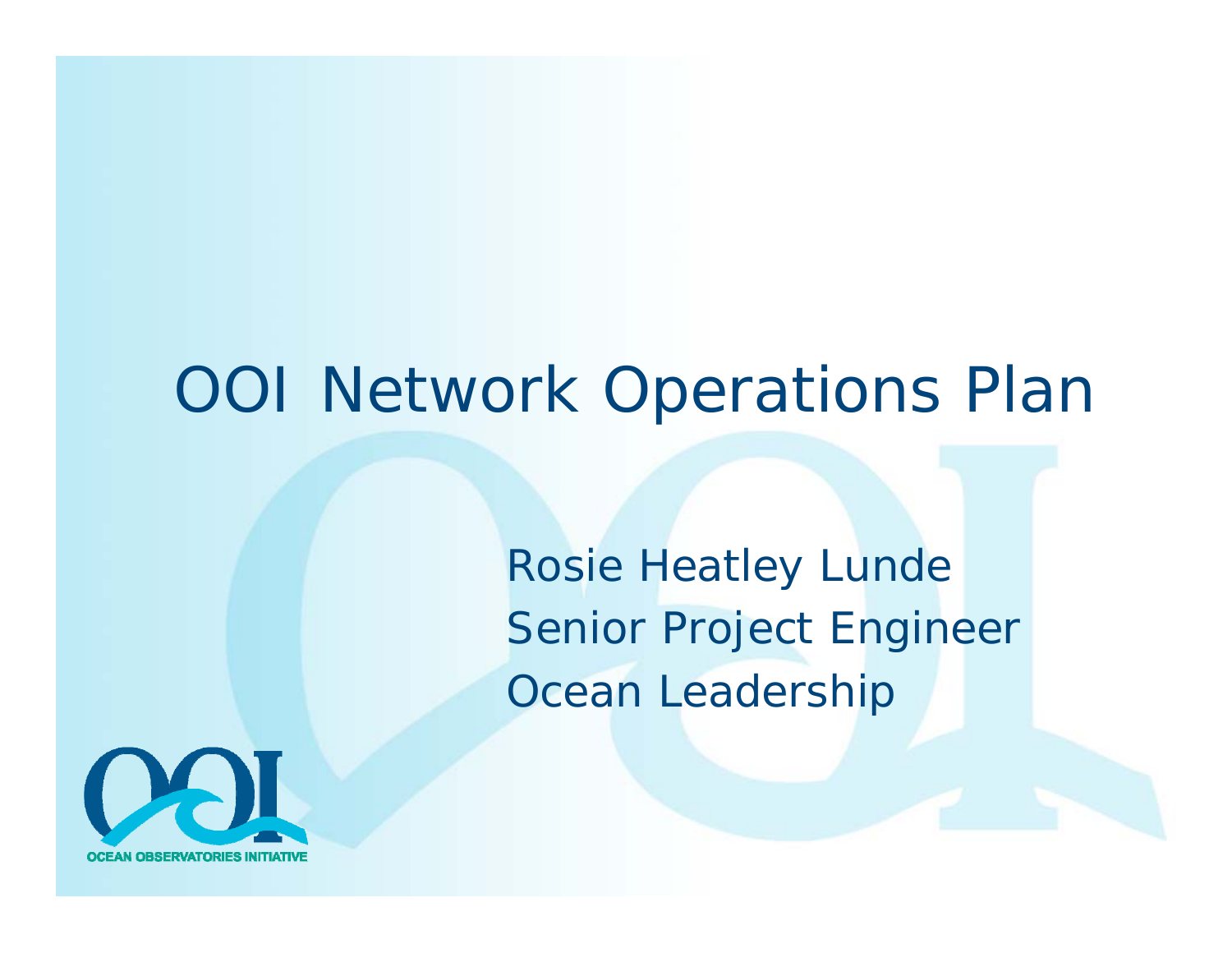# OOI Network Operations Plan

Rosie Heatley Lunde
Senior Project Engineer
Ocean Leadership

OCEAN OBSERVATORIES INITIATIVE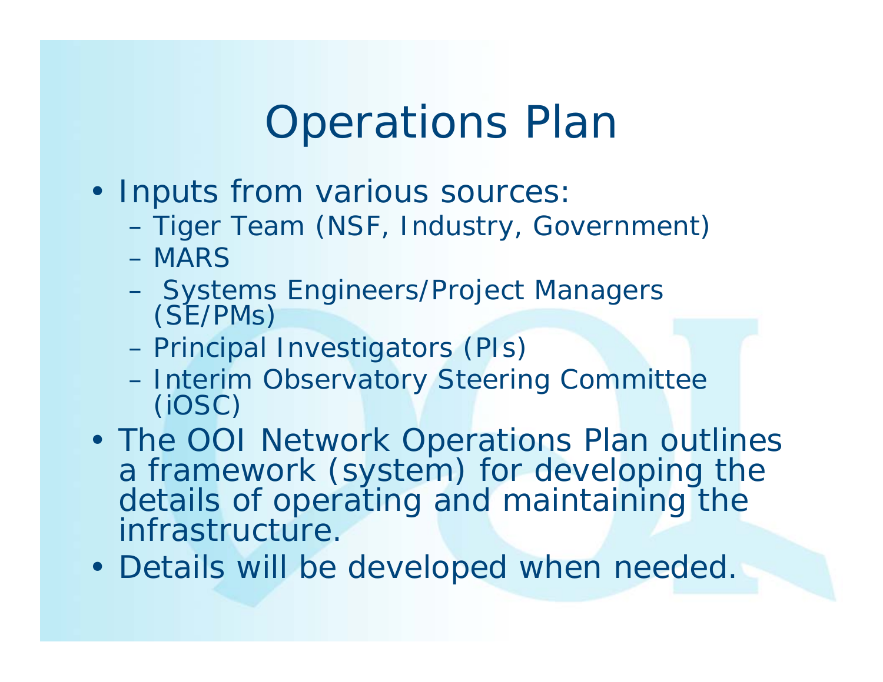# Operations Plan

- Inputs from various sources:
  - Tiger Team (NSF, Industry, Government)
  - MARS
  - Systems Engineers/Project Managers (SE/PMs)
  - Principal Investigators (PIs)
  - Interim Observatory Steering Committee (iOSC)
- The OOI Network Operations Plan outlines a framework (system) for developing the details of operating and maintaining the infrastructure.
- Details will be developed when needed.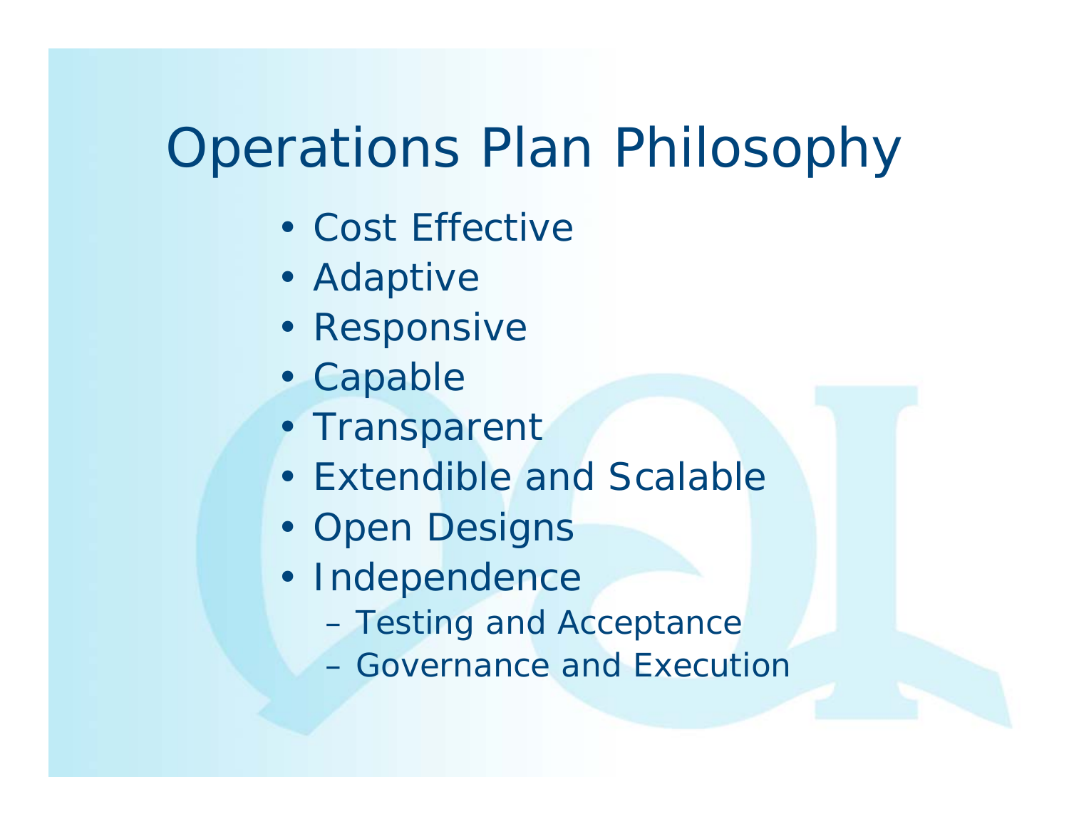# Operations Plan Philosophy

- Cost Effective
- Adaptive
- Responsive
- Capable
- Transparent
- Extendible and Scalable
- Open Designs
- Independence
  - Testing and Acceptance
  - Governance and Execution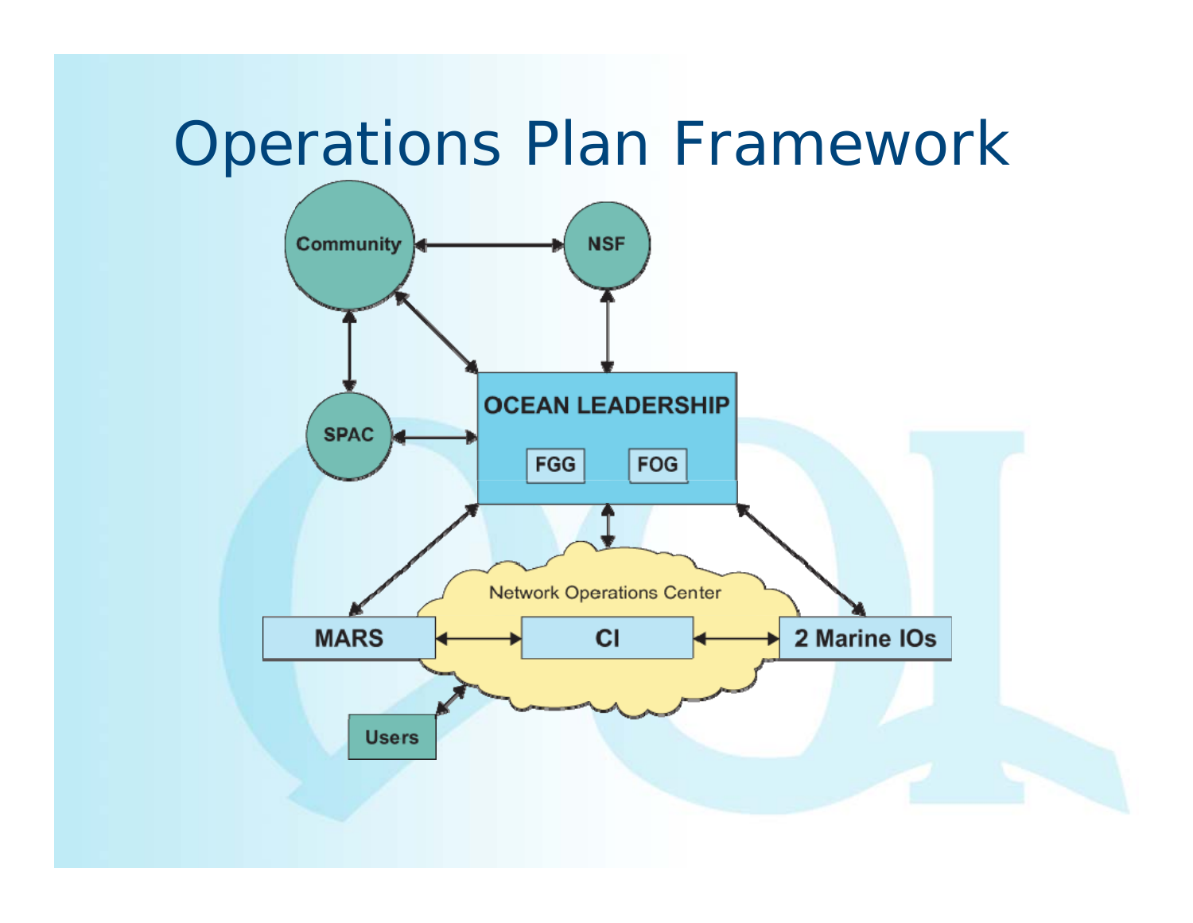# Operations Plan Framework

Community

NSF

SPAC

OCEAN LEADERSHIP

FGG

FOG

Network Operations Center

MARS

CI

2 Marine IOs

Users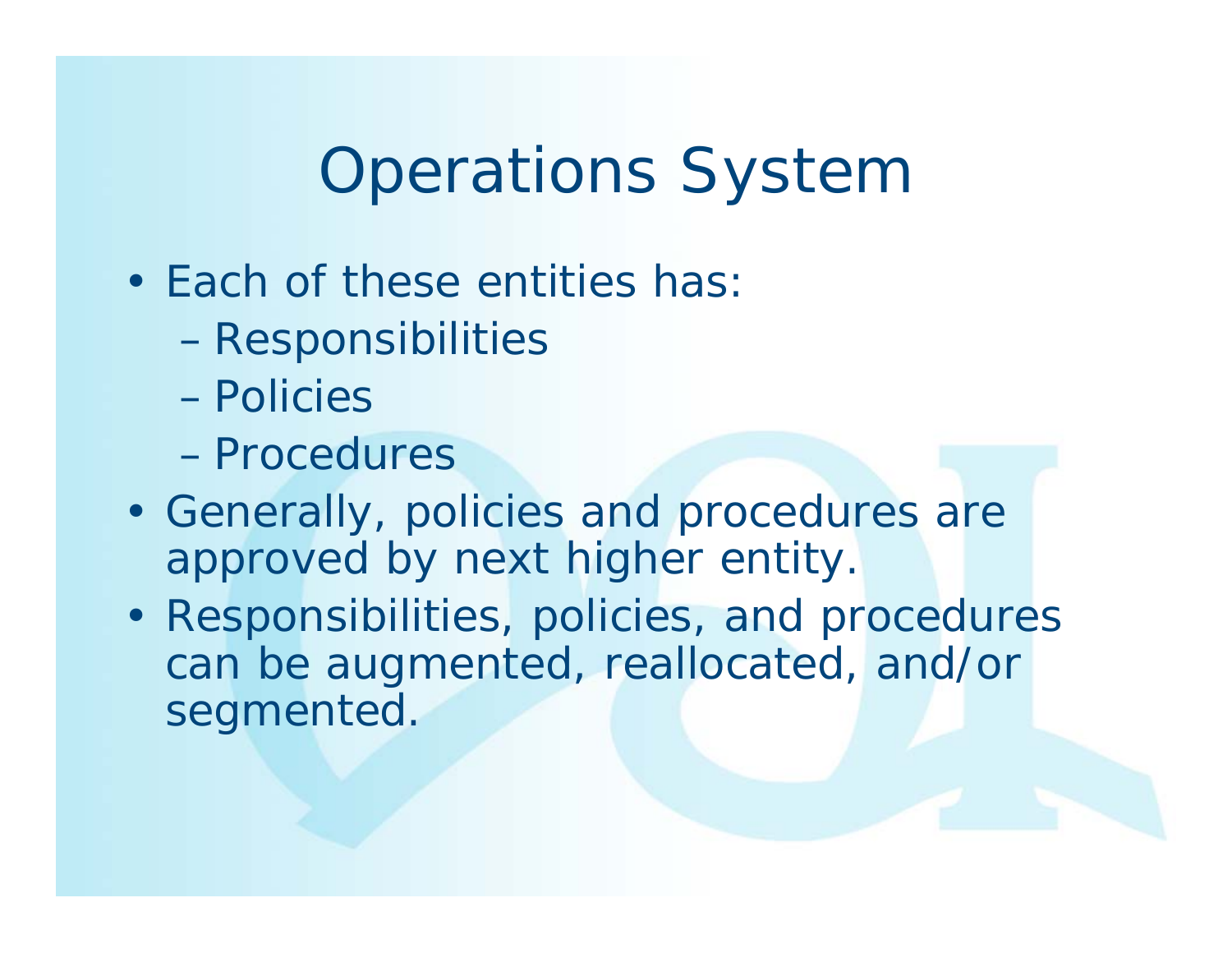# Operations System

- Each of these entities has:
  - Responsibilities
  - Policies
  - Procedures
- Generally, policies and procedures are approved by next higher entity.
- Responsibilities, policies, and procedures can be augmented, reallocated, and/or segmented.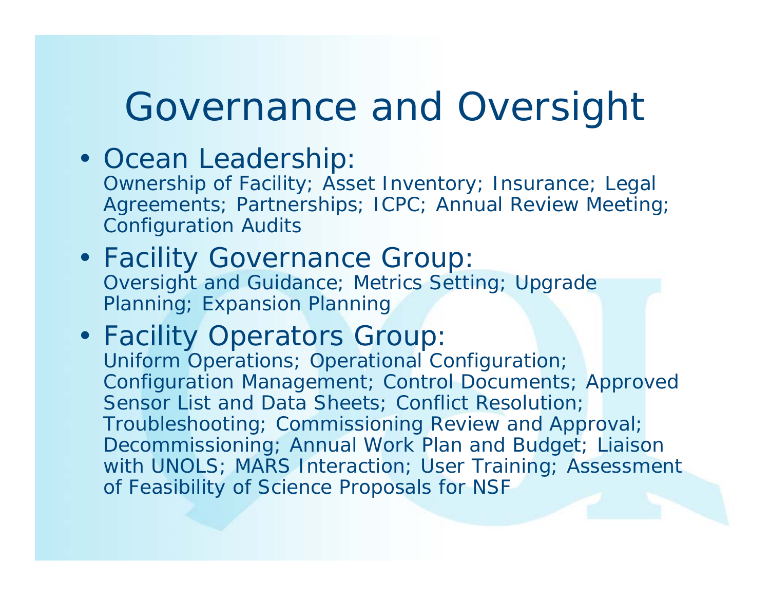# Governance and Oversight

- Ocean Leadership:
  Ownership of Facility; Asset Inventory; Insurance; Legal Agreements; Partnerships; ICPC; Annual Review Meeting; Configuration Audits
- Facility Governance Group:
  Oversight and Guidance; Metrics Setting; Upgrade Planning; Expansion Planning
- Facility Operators Group:
  Uniform Operations; Operational Configuration; Configuration Management; Control Documents; Approved Sensor List and Data Sheets; Conflict Resolution; Troubleshooting; Commissioning Review and Approval; Decommissioning; Annual Work Plan and Budget; Liaison with UNOLS; MARS Interaction; User Training; Assessment of Feasibility of Science Proposals for NSF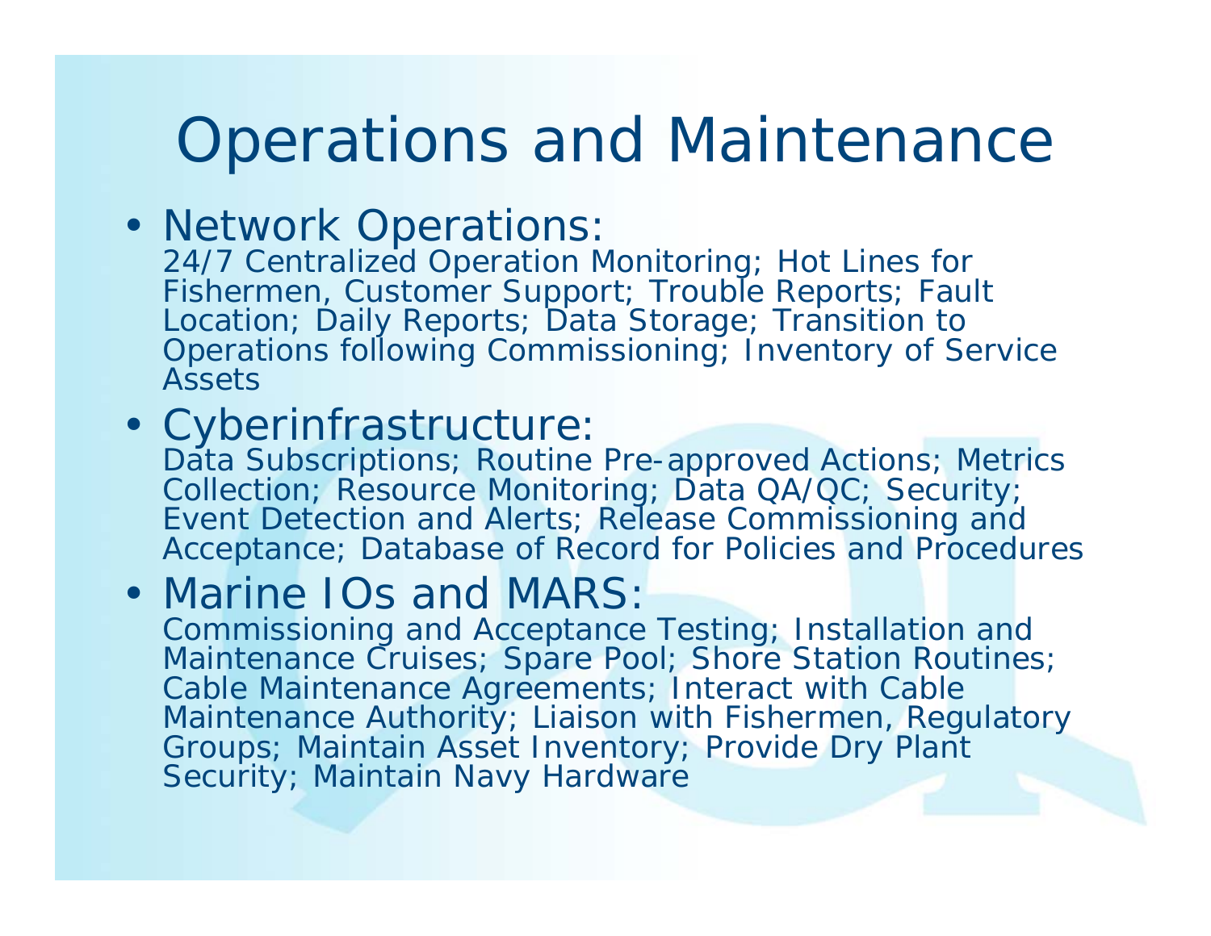# Operations and Maintenance

- Network Operations:
  24/7 Centralized Operation Monitoring; Hot Lines for Fishermen, Customer Support; Trouble Reports; Fault Location; Daily Reports; Data Storage; Transition to Operations following Commissioning; Inventory of Service Assets
- Cyberinfrastructure:
  Data Subscriptions; Routine Pre-approved Actions; Metrics Collection; Resource Monitoring; Data QA/QC; Security; Event Detection and Alerts; Release Commissioning and Acceptance; Database of Record for Policies and Procedures
- Marine IOs and MARS:
  Commissioning and Acceptance Testing; Installation and Maintenance Cruises; Spare Pool; Shore Station Routines; Cable Maintenance Agreements; Interact with Cable Maintenance Authority; Liaison with Fishermen, Regulatory Groups; Maintain Asset Inventory; Provide Dry Plant Security; Maintain Navy Hardware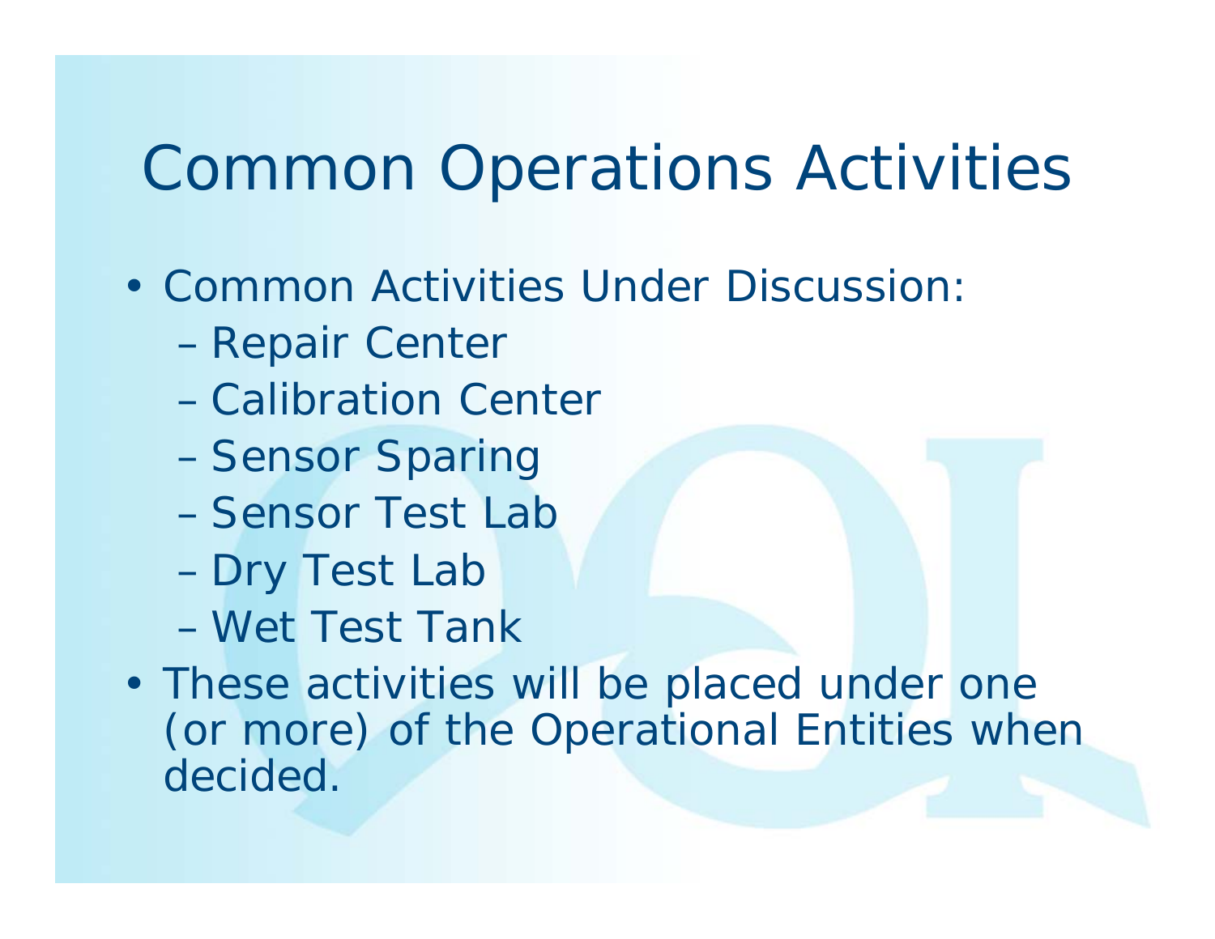# Common Operations Activities

- Common Activities Under Discussion:
  - Repair Center
  - Calibration Center
  - Sensor Sparing
  - Sensor Test Lab
  - Dry Test Lab
  - Wet Test Tank
- These activities will be placed under one (or more) of the Operational Entities when decided.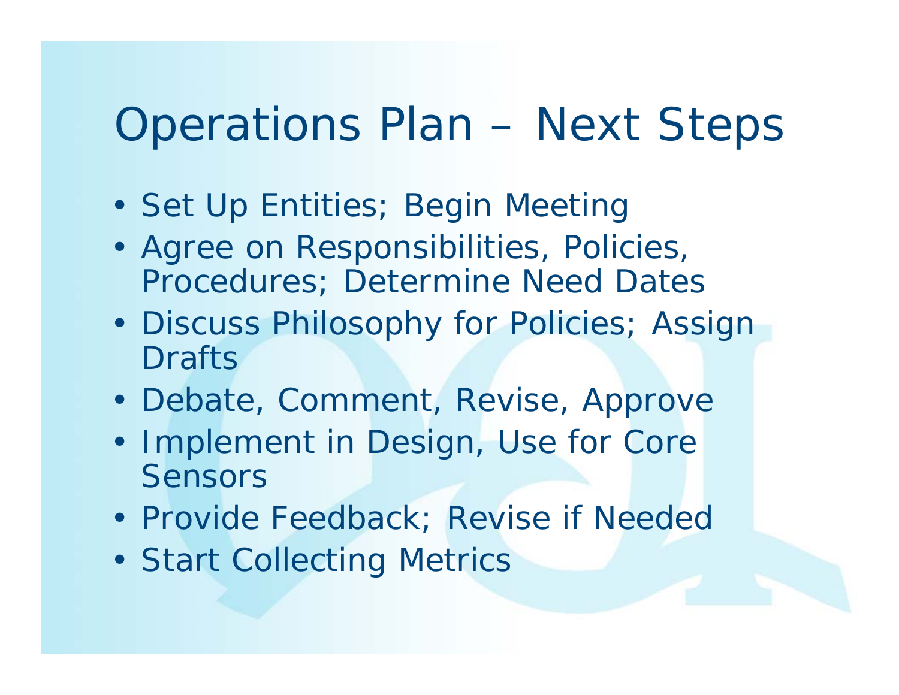# Operations Plan – Next Steps

- Set Up Entities; Begin Meeting
- Agree on Responsibilities, Policies, Procedures; Determine Need Dates
- Discuss Philosophy for Policies; Assign Drafts
- Debate, Comment, Revise, Approve
- Implement in Design, Use for Core Sensors
- Provide Feedback; Revise if Needed
- Start Collecting Metrics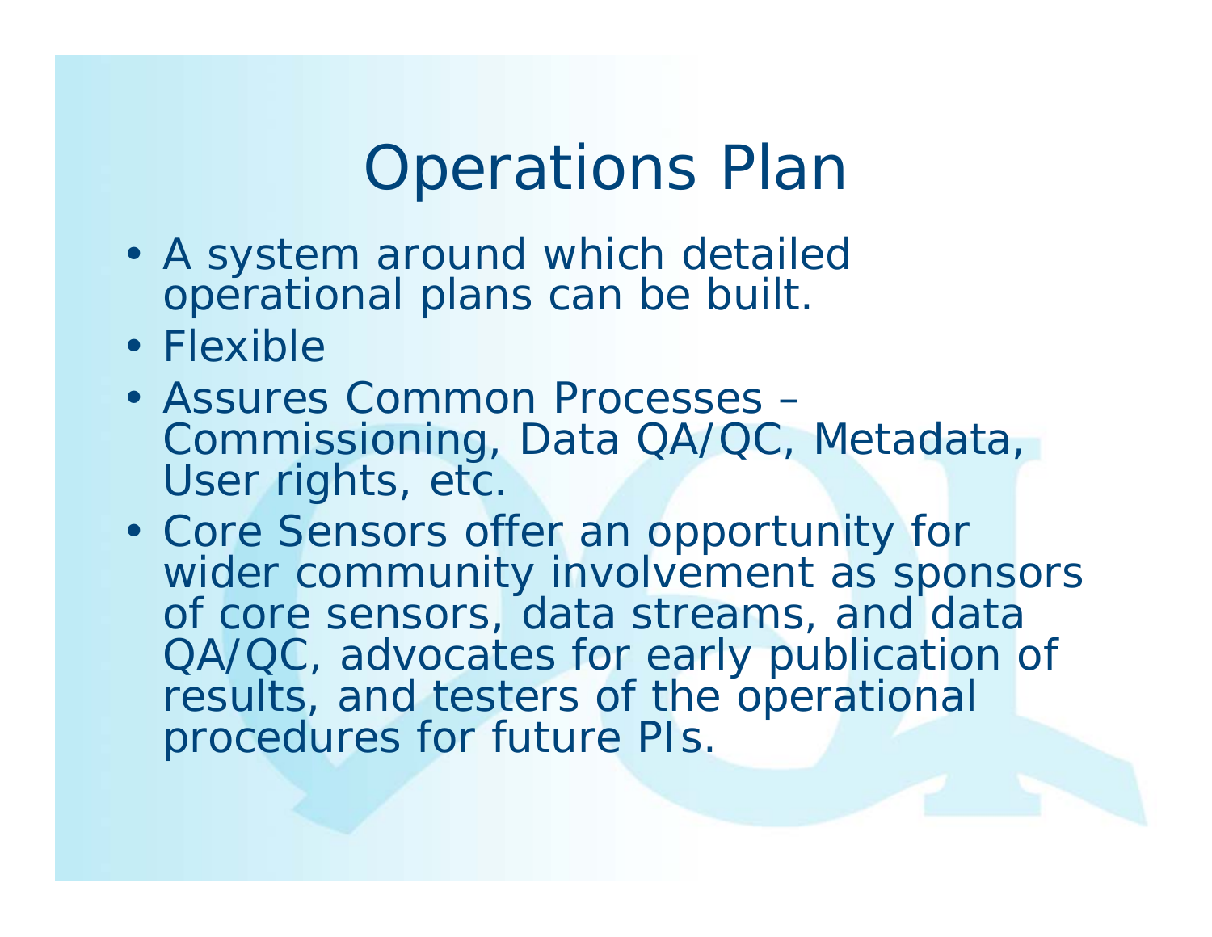# Operations Plan

- A system around which detailed operational plans can be built.
- Flexible
- Assures Common Processes – Commissioning, Data QA/QC, Metadata, User rights, etc.
- Core Sensors offer an opportunity for wider community involvement as sponsors of core sensors, data streams, and data QA/QC, advocates for early publication of results, and testers of the operational procedures for future PIs.